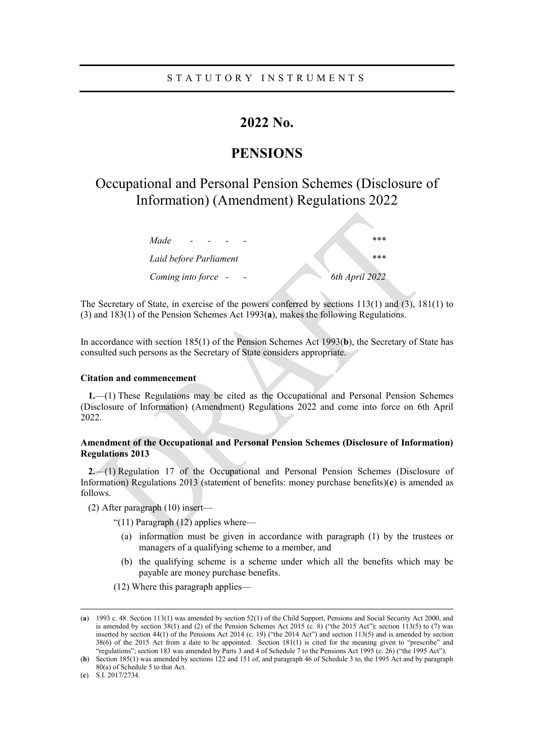STATUTORY INSTRUMENTS

# 2022 No.

# PENSIONS

## Occupational and Personal Pension Schemes (Disclosure of Information) (Amendment) Regulations 2022

| | |
|---|---|
| *Made* - - - - | \*\*\* |
| *Laid before Parliament* | \*\*\* |
| *Coming into force* - - | *6th April 2022* |

The Secretary of State, in exercise of the powers conferred by sections 113(1) and (3), 181(1) to (3) and 183(1) of the Pension Schemes Act 1993(**a**), makes the following Regulations.

In accordance with section 185(1) of the Pension Schemes Act 1993(**b**), the Secretary of State has consulted such persons as the Secretary of State considers appropriate.

**Citation and commencement**

**1.**—(1) These Regulations may be cited as the Occupational and Personal Pension Schemes (Disclosure of Information) (Amendment) Regulations 2022 and come into force on 6th April 2022.

**Amendment of the Occupational and Personal Pension Schemes (Disclosure of Information) Regulations 2013**

**2.**—(1) Regulation 17 of the Occupational and Personal Pension Schemes (Disclosure of Information) Regulations 2013 (statement of benefits: money purchase benefits)(**c**) is amended as follows.

(2) After paragraph (10) insert—

"(11) Paragraph (12) applies where—

(a) information must be given in accordance with paragraph (1) by the trustees or managers of a qualifying scheme to a member, and

(b) the qualifying scheme is a scheme under which all the benefits which may be payable are money purchase benefits.

(12) Where this paragraph applies—

---

(**a**) 1993 c. 48. Section 113(1) was amended by section 52(1) of the Child Support, Pensions and Social Security Act 2000, and is amended by section 38(1) and (2) of the Pension Schemes Act 2015 (c. 8) ("the 2015 Act"); section 113(5) to (7) was inserted by section 44(1) of the Pensions Act 2014 (c. 19) ("the 2014 Act") and section 113(5) and is amended by section 38(6) of the 2015 Act from a date to be appointed. Section 181(1) is cited for the meaning given to "prescribe" and "regulations"; section 183 was amended by Parts 3 and 4 of Schedule 7 to the Pensions Act 1995 (c. 26) ("the 1995 Act").

(**b**) Section 185(1) was amended by sections 122 and 151 of, and paragraph 46 of Schedule 3 to, the 1995 Act and by paragraph 80(a) of Schedule 5 to that Act.

(**c**) S.I. 2017/2734.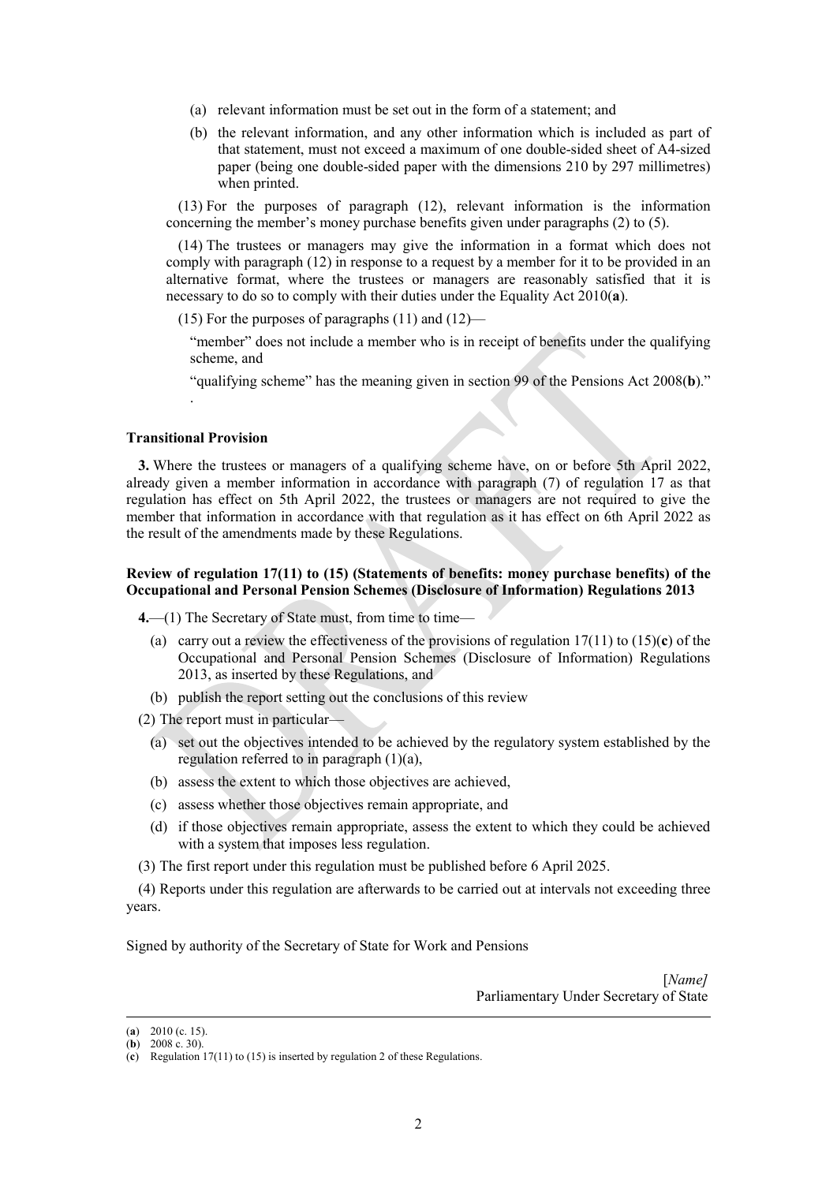(a) relevant information must be set out in the form of a statement; and

(b) the relevant information, and any other information which is included as part of that statement, must not exceed a maximum of one double-sided sheet of A4-sized paper (being one double-sided paper with the dimensions 210 by 297 millimetres) when printed.

(13) For the purposes of paragraph (12), relevant information is the information concerning the member's money purchase benefits given under paragraphs (2) to (5).

(14) The trustees or managers may give the information in a format which does not comply with paragraph (12) in response to a request by a member for it to be provided in an alternative format, where the trustees or managers are reasonably satisfied that it is necessary to do so to comply with their duties under the Equality Act 2010(**a**).

(15) For the purposes of paragraphs (11) and (12)—

"member" does not include a member who is in receipt of benefits under the qualifying scheme, and

"qualifying scheme" has the meaning given in section 99 of the Pensions Act 2008(**b**)."

.

**Transitional Provision**

**3.** Where the trustees or managers of a qualifying scheme have, on or before 5th April 2022, already given a member information in accordance with paragraph (7) of regulation 17 as that regulation has effect on 5th April 2022, the trustees or managers are not required to give the member that information in accordance with that regulation as it has effect on 6th April 2022 as the result of the amendments made by these Regulations.

**Review of regulation 17(11) to (15) (Statements of benefits: money purchase benefits) of the Occupational and Personal Pension Schemes (Disclosure of Information) Regulations 2013**

**4.**—(1) The Secretary of State must, from time to time—

(a) carry out a review the effectiveness of the provisions of regulation 17(11) to (15)(**c**) of the Occupational and Personal Pension Schemes (Disclosure of Information) Regulations 2013, as inserted by these Regulations, and

(b) publish the report setting out the conclusions of this review

(2) The report must in particular—

(a) set out the objectives intended to be achieved by the regulatory system established by the regulation referred to in paragraph (1)(a),

(b) assess the extent to which those objectives are achieved,

(c) assess whether those objectives remain appropriate, and

(d) if those objectives remain appropriate, assess the extent to which they could be achieved with a system that imposes less regulation.

(3) The first report under this regulation must be published before 6 April 2025.

(4) Reports under this regulation are afterwards to be carried out at intervals not exceeding three years.

Signed by authority of the Secretary of State for Work and Pensions

[*Name*]
Parliamentary Under Secretary of State

---

(**a**) 2010 (c. 15).
(**b**) 2008 c. 30).
(**c**) Regulation 17(11) to (15) is inserted by regulation 2 of these Regulations.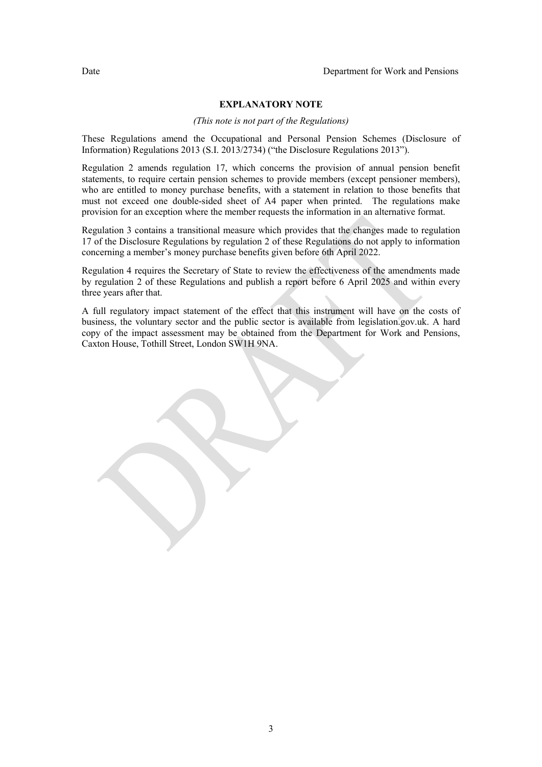Date Department for Work and Pensions

**EXPLANATORY NOTE**

*(This note is not part of the Regulations)*

These Regulations amend the Occupational and Personal Pension Schemes (Disclosure of Information) Regulations 2013 (S.I. 2013/2734) ("the Disclosure Regulations 2013").

Regulation 2 amends regulation 17, which concerns the provision of annual pension benefit statements, to require certain pension schemes to provide members (except pensioner members), who are entitled to money purchase benefits, with a statement in relation to those benefits that must not exceed one double-sided sheet of A4 paper when printed. The regulations make provision for an exception where the member requests the information in an alternative format.

Regulation 3 contains a transitional measure which provides that the changes made to regulation 17 of the Disclosure Regulations by regulation 2 of these Regulations do not apply to information concerning a member's money purchase benefits given before 6th April 2022.

Regulation 4 requires the Secretary of State to review the effectiveness of the amendments made by regulation 2 of these Regulations and publish a report before 6 April 2025 and within every three years after that.

A full regulatory impact statement of the effect that this instrument will have on the costs of business, the voluntary sector and the public sector is available from legislation.gov.uk. A hard copy of the impact assessment may be obtained from the Department for Work and Pensions, Caxton House, Tothill Street, London SW1H 9NA.